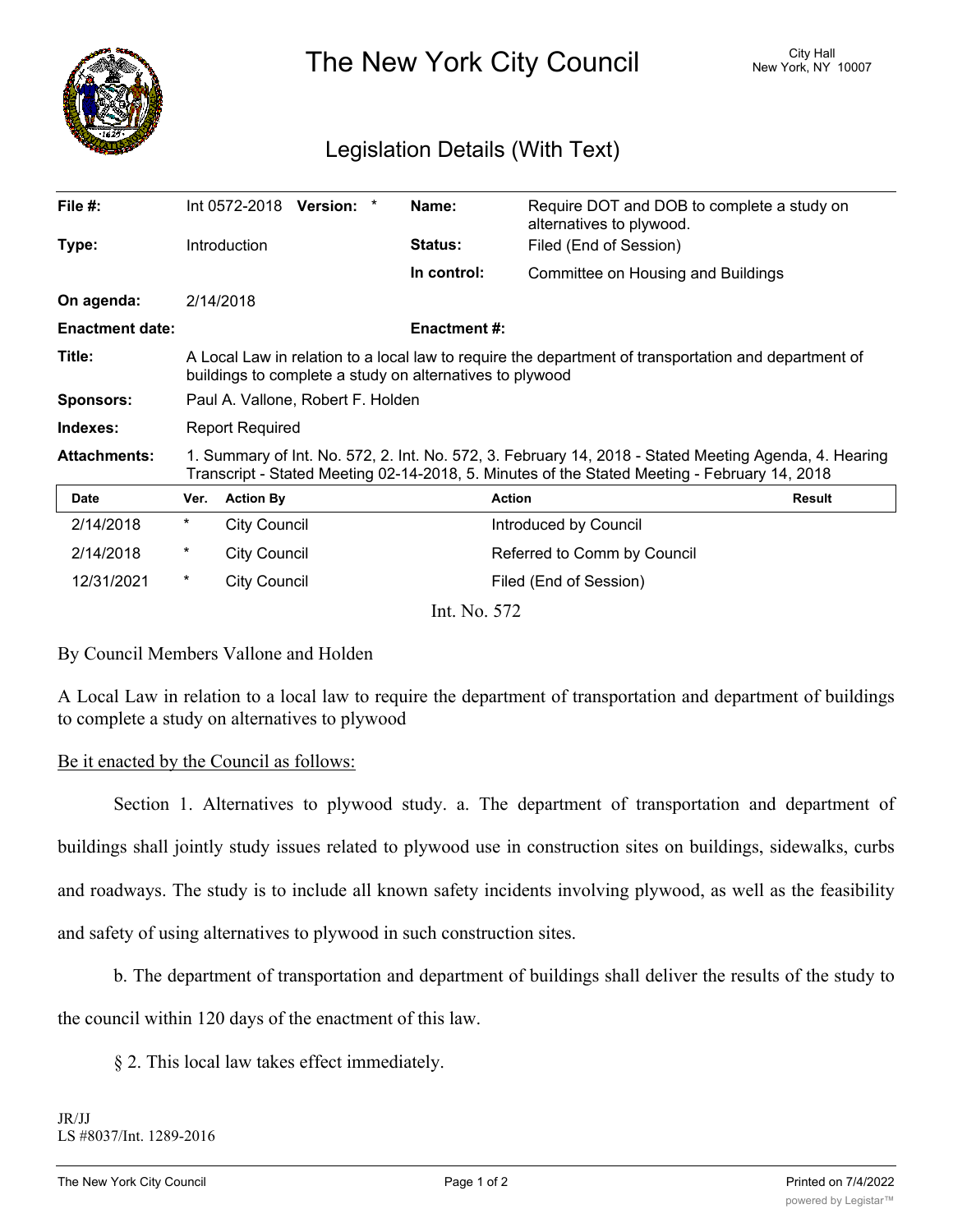# The New York City Council

City Hall
New York, NY 10007

## Legislation Details (With Text)

| | | | |
|---|---|---|---|
| **File #:** | Int 0572-2018 **Version:** * | **Name:** | Require DOT and DOB to complete a study on alternatives to plywood. |
| **Type:** | Introduction | **Status:** | Filed (End of Session) |
| | | **In control:** | Committee on Housing and Buildings |
| **On agenda:** | 2/14/2018 | | |
| **Enactment date:** | | **Enactment #:** | |

**Title:** A Local Law in relation to a local law to require the department of transportation and department of buildings to complete a study on alternatives to plywood

**Sponsors:** Paul A. Vallone, Robert F. Holden

**Indexes:** Report Required

**Attachments:** 1. Summary of Int. No. 572, 2. Int. No. 572, 3. February 14, 2018 - Stated Meeting Agenda, 4. Hearing Transcript - Stated Meeting 02-14-2018, 5. Minutes of the Stated Meeting - February 14, 2018

| Date | Ver. | Action By | Action | Result |
|---|---|---|---|---|
| 2/14/2018 | * | City Council | Introduced by Council | |
| 2/14/2018 | * | City Council | Referred to Comm by Council | |
| 12/31/2021 | * | City Council | Filed (End of Session) | |

Int. No. 572

By Council Members Vallone and Holden

A Local Law in relation to a local law to require the department of transportation and department of buildings to complete a study on alternatives to plywood

Be it enacted by the Council as follows:

Section 1. Alternatives to plywood study. a. The department of transportation and department of buildings shall jointly study issues related to plywood use in construction sites on buildings, sidewalks, curbs and roadways. The study is to include all known safety incidents involving plywood, as well as the feasibility and safety of using alternatives to plywood in such construction sites.

b. The department of transportation and department of buildings shall deliver the results of the study to the council within 120 days of the enactment of this law.

§ 2. This local law takes effect immediately.

JR/JJ
LS #8037/Int. 1289-2016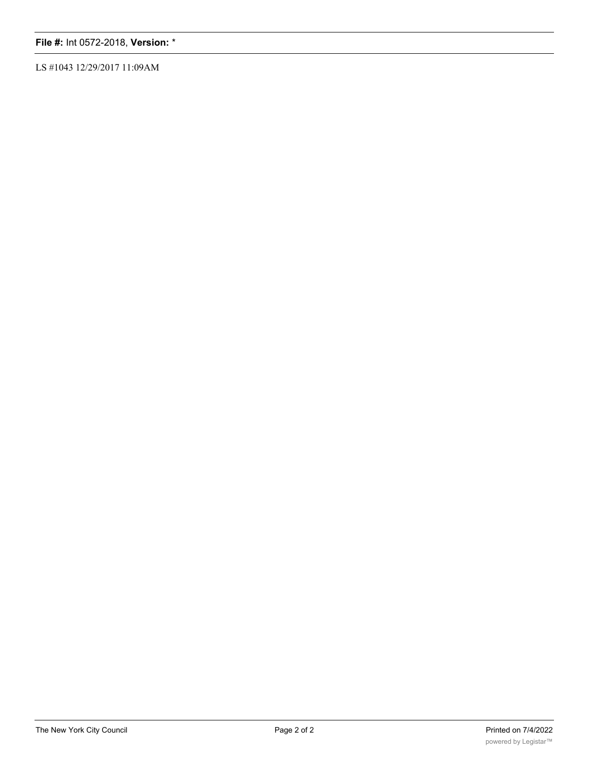LS #1043 12/29/2017 11:09AM